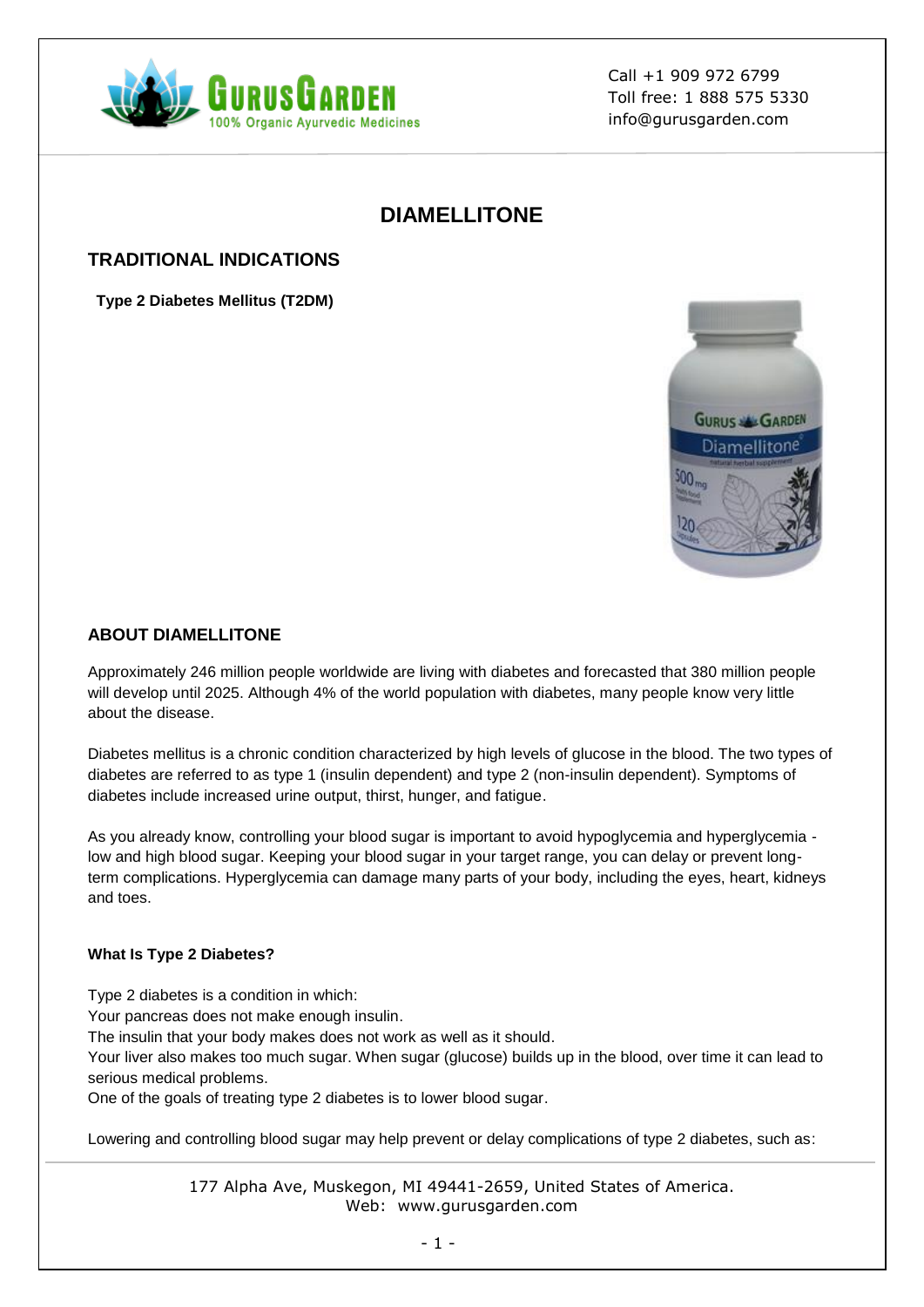Call +1 909 972 6799
Toll free: 1 888 575 5330
info@gurusgarden.com

# DIAMELLITONE

## TRADITIONAL INDICATIONS

**Type 2 Diabetes Mellitus (T2DM)**

## ABOUT DIAMELLITONE

Approximately 246 million people worldwide are living with diabetes and forecasted that 380 million people will develop until 2025. Although 4% of the world population with diabetes, many people know very little about the disease.

Diabetes mellitus is a chronic condition characterized by high levels of glucose in the blood. The two types of diabetes are referred to as type 1 (insulin dependent) and type 2 (non-insulin dependent). Symptoms of diabetes include increased urine output, thirst, hunger, and fatigue.

As you already know, controlling your blood sugar is important to avoid hypoglycemia and hyperglycemia - low and high blood sugar. Keeping your blood sugar in your target range, you can delay or prevent long-term complications. Hyperglycemia can damage many parts of your body, including the eyes, heart, kidneys and toes.

### What Is Type 2 Diabetes?

Type 2 diabetes is a condition in which:
Your pancreas does not make enough insulin.
The insulin that your body makes does not work as well as it should.
Your liver also makes too much sugar. When sugar (glucose) builds up in the blood, over time it can lead to serious medical problems.
One of the goals of treating type 2 diabetes is to lower blood sugar.

Lowering and controlling blood sugar may help prevent or delay complications of type 2 diabetes, such as:

177 Alpha Ave, Muskegon, MI 49441-2659, United States of America.
Web: www.gurusgarden.com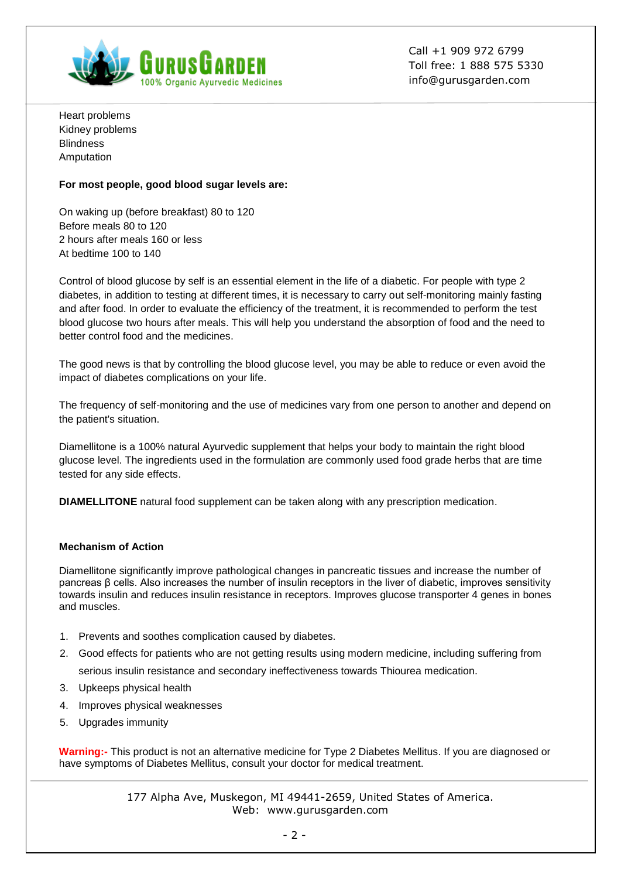Heart problems
Kidney problems
Blindness
Amputation

**For most people, good blood sugar levels are:**

On waking up (before breakfast) 80 to 120
Before meals 80 to 120
2 hours after meals 160 or less
At bedtime 100 to 140

Control of blood glucose by self is an essential element in the life of a diabetic. For people with type 2 diabetes, in addition to testing at different times, it is necessary to carry out self-monitoring mainly fasting and after food. In order to evaluate the efficiency of the treatment, it is recommended to perform the test blood glucose two hours after meals. This will help you understand the absorption of food and the need to better control food and the medicines.

The good news is that by controlling the blood glucose level, you may be able to reduce or even avoid the impact of diabetes complications on your life.

The frequency of self-monitoring and the use of medicines vary from one person to another and depend on the patient's situation.

Diamellitone is a 100% natural Ayurvedic supplement that helps your body to maintain the right blood glucose level. The ingredients used in the formulation are commonly used food grade herbs that are time tested for any side effects.

**DIAMELLITONE** natural food supplement can be taken along with any prescription medication.

**Mechanism of Action**

Diamellitone significantly improve pathological changes in pancreatic tissues and increase the number of pancreas β cells. Also increases the number of insulin receptors in the liver of diabetic, improves sensitivity towards insulin and reduces insulin resistance in receptors. Improves glucose transporter 4 genes in bones and muscles.

1. Prevents and soothes complication caused by diabetes.
2. Good effects for patients who are not getting results using modern medicine, including suffering from serious insulin resistance and secondary ineffectiveness towards Thiourea medication.
3. Upkeeps physical health
4. Improves physical weaknesses
5. Upgrades immunity

**Warning:-** This product is not an alternative medicine for Type 2 Diabetes Mellitus. If you are diagnosed or have symptoms of Diabetes Mellitus, consult your doctor for medical treatment.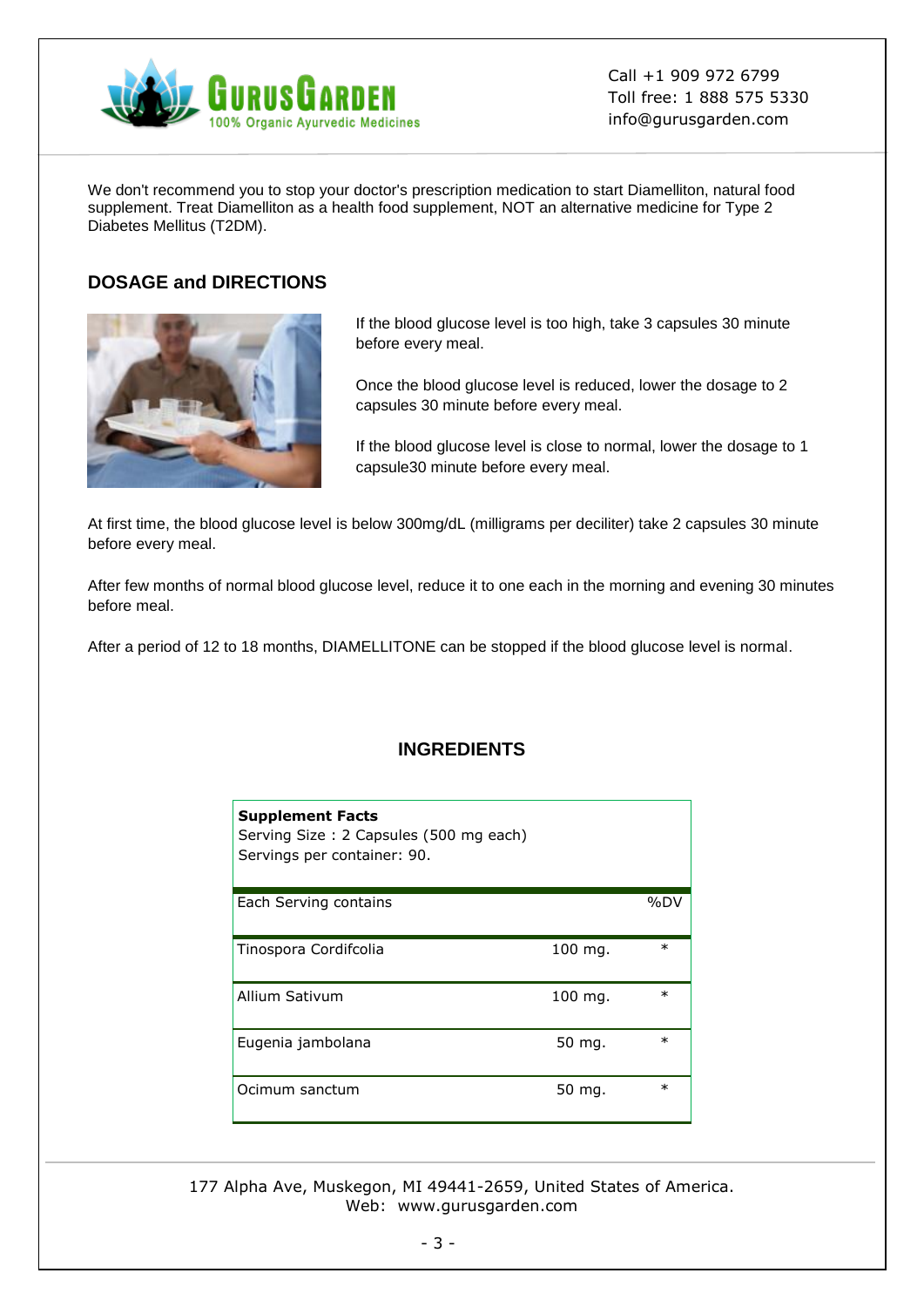We don't recommend you to stop your doctor's prescription medication to start Diamelliton, natural food supplement. Treat Diamelliton as a health food supplement, NOT an alternative medicine for Type 2 Diabetes Mellitus (T2DM).

## DOSAGE and DIRECTIONS

If the blood glucose level is too high, take 3 capsules 30 minute before every meal.

Once the blood glucose level is reduced, lower the dosage to 2 capsules 30 minute before every meal.

If the blood glucose level is close to normal, lower the dosage to 1 capsule30 minute before every meal.

At first time, the blood glucose level is below 300mg/dL (milligrams per deciliter) take 2 capsules 30 minute before every meal.

After few months of normal blood glucose level, reduce it to one each in the morning and evening 30 minutes before meal.

After a period of 12 to 18 months, DIAMELLITONE can be stopped if the blood glucose level is normal.

## INGREDIENTS

**Supplement Facts**
Serving Size : 2 Capsules (500 mg each)
Servings per container: 90.

| Each Serving contains | | %DV |
|---|---|---|
| Tinospora Cordifcolia | 100 mg. | * |
| Allium Sativum | 100 mg. | * |
| Eugenia jambolana | 50 mg. | * |
| Ocimum sanctum | 50 mg. | * |

177 Alpha Ave, Muskegon, MI 49441-2659, United States of America.
Web: www.gurusgarden.com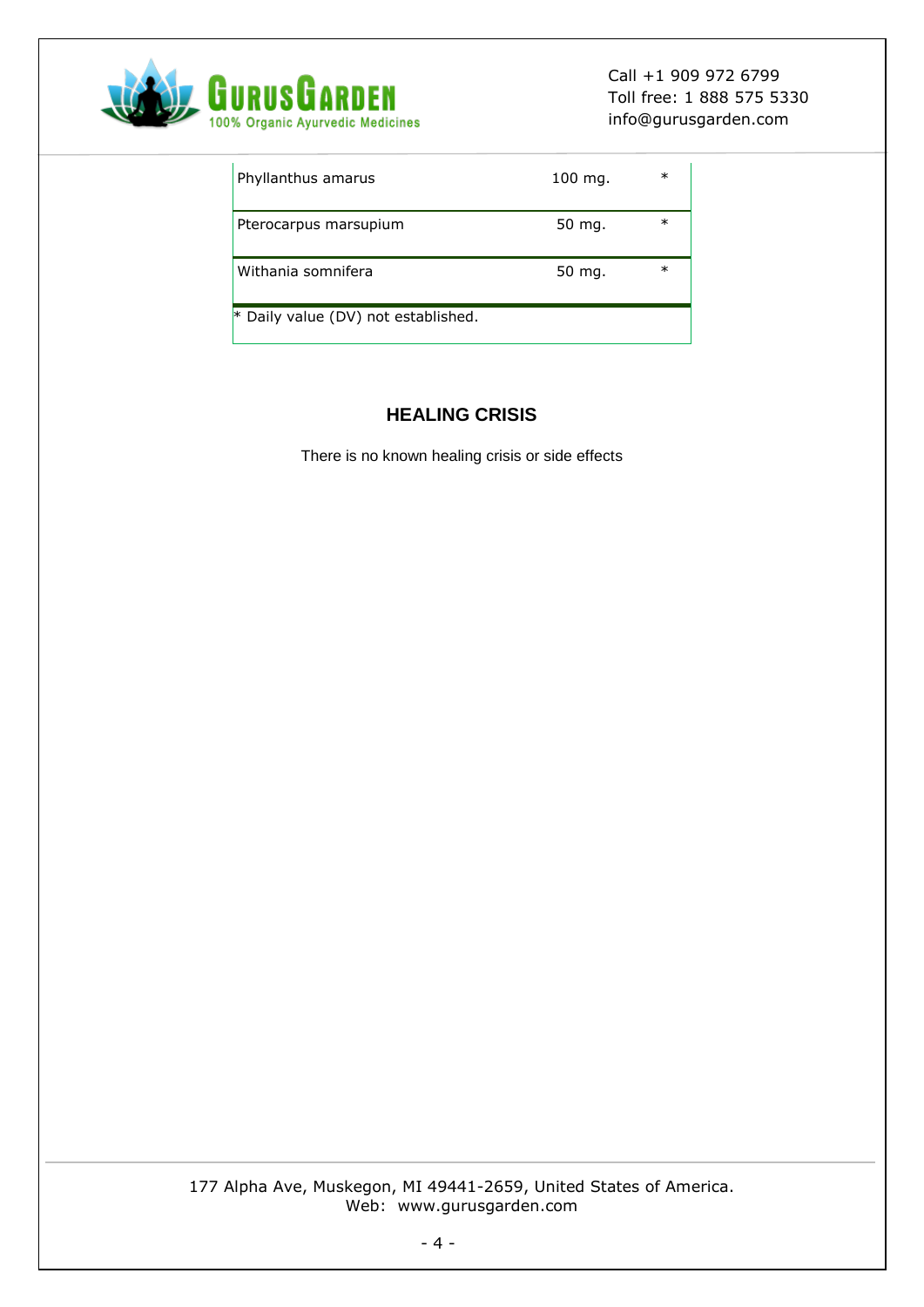| | | |
|---|---|---|
| Phyllanthus amarus | 100 mg. | * |
| Pterocarpus marsupium | 50 mg. | * |
| Withania somnifera | 50 mg. | * |

* Daily value (DV) not established.

## HEALING CRISIS

There is no known healing crisis or side effects